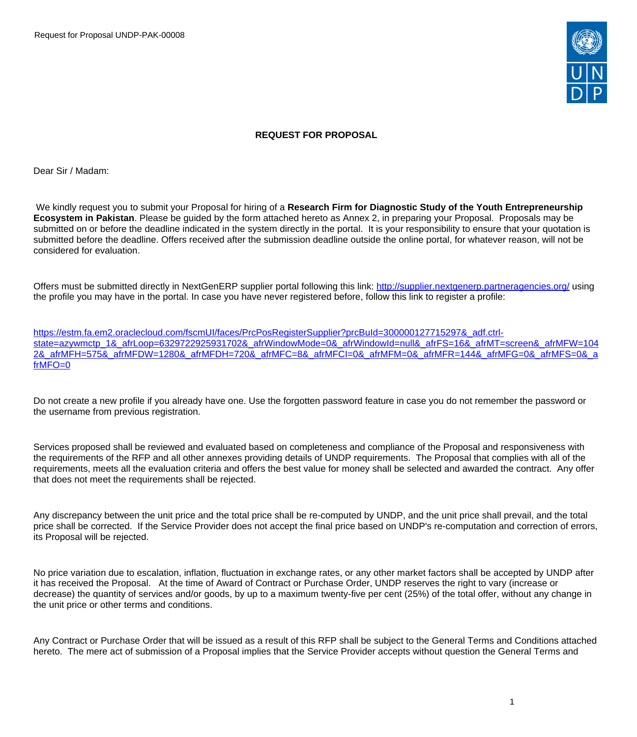Request for Proposal UNDP-PAK-00008

# REQUEST FOR PROPOSAL

Dear Sir / Madam:

We kindly request you to submit your Proposal for hiring of a **Research Firm for Diagnostic Study of the Youth Entrepreneurship Ecosystem in Pakistan**. Please be guided by the form attached hereto as Annex 2, in preparing your Proposal. Proposals may be submitted on or before the deadline indicated in the system directly in the portal. It is your responsibility to ensure that your quotation is submitted before the deadline. Offers received after the submission deadline outside the online portal, for whatever reason, will not be considered for evaluation.

Offers must be submitted directly in NextGenERP supplier portal following this link: [http://supplier.nextgenerp.partneragencies.org/](http://supplier.nextgenerp.partneragencies.org/) using the profile you may have in the portal. In case you have never registered before, follow this link to register a profile:

[https://estm.fa.em2.oraclecloud.com/fscmUI/faces/PrcPosRegisterSupplier?prcBuId=300000127715297&_adf.ctrl-state=azywmctp_1&_afrLoop=6329722925931702&_afrWindowMode=0&_afrWindowId=null&_afrFS=16&_afrMT=screen&_afrMFW=1042&_afrMFH=575&_afrMFDW=1280&_afrMFDH=720&_afrMFC=8&_afrMFCI=0&_afrMFM=0&_afrMFR=144&_afrMFG=0&_afrMFS=0&_afrMFO=0](https://estm.fa.em2.oraclecloud.com/fscmUI/faces/PrcPosRegisterSupplier?prcBuId=300000127715297&_adf.ctrl-state=azywmctp_1&_afrLoop=6329722925931702&_afrWindowMode=0&_afrWindowId=null&_afrFS=16&_afrMT=screen&_afrMFW=1042&_afrMFH=575&_afrMFDW=1280&_afrMFDH=720&_afrMFC=8&_afrMFCI=0&_afrMFM=0&_afrMFR=144&_afrMFG=0&_afrMFS=0&_afrMFO=0)

Do not create a new profile if you already have one. Use the forgotten password feature in case you do not remember the password or the username from previous registration.

Services proposed shall be reviewed and evaluated based on completeness and compliance of the Proposal and responsiveness with the requirements of the RFP and all other annexes providing details of UNDP requirements. The Proposal that complies with all of the requirements, meets all the evaluation criteria and offers the best value for money shall be selected and awarded the contract. Any offer that does not meet the requirements shall be rejected.

Any discrepancy between the unit price and the total price shall be re-computed by UNDP, and the unit price shall prevail, and the total price shall be corrected. If the Service Provider does not accept the final price based on UNDP's re-computation and correction of errors, its Proposal will be rejected.

No price variation due to escalation, inflation, fluctuation in exchange rates, or any other market factors shall be accepted by UNDP after it has received the Proposal. At the time of Award of Contract or Purchase Order, UNDP reserves the right to vary (increase or decrease) the quantity of services and/or goods, by up to a maximum twenty-five per cent (25%) of the total offer, without any change in the unit price or other terms and conditions.

Any Contract or Purchase Order that will be issued as a result of this RFP shall be subject to the General Terms and Conditions attached hereto. The mere act of submission of a Proposal implies that the Service Provider accepts without question the General Terms and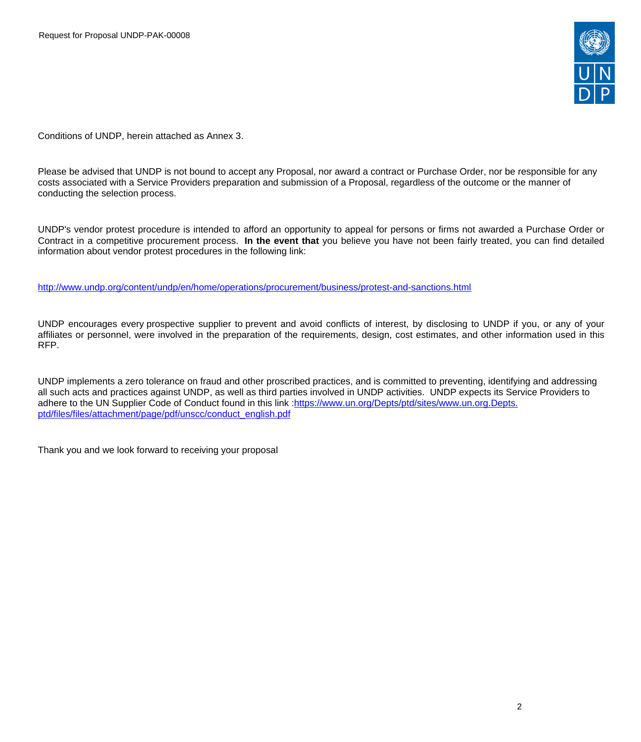Conditions of UNDP, herein attached as Annex 3.

Please be advised that UNDP is not bound to accept any Proposal, nor award a contract or Purchase Order, nor be responsible for any costs associated with a Service Providers preparation and submission of a Proposal, regardless of the outcome or the manner of conducting the selection process.

UNDP's vendor protest procedure is intended to afford an opportunity to appeal for persons or firms not awarded a Purchase Order or Contract in a competitive procurement process. **In the event that** you believe you have not been fairly treated, you can find detailed information about vendor protest procedures in the following link:

http://www.undp.org/content/undp/en/home/operations/procurement/business/protest-and-sanctions.html

UNDP encourages every prospective supplier to prevent and avoid conflicts of interest, by disclosing to UNDP if you, or any of your affiliates or personnel, were involved in the preparation of the requirements, design, cost estimates, and other information used in this RFP.

UNDP implements a zero tolerance on fraud and other proscribed practices, and is committed to preventing, identifying and addressing all such acts and practices against UNDP, as well as third parties involved in UNDP activities. UNDP expects its Service Providers to adhere to the UN Supplier Code of Conduct found in this link :https://www.un.org/Depts/ptd/sites/www.un.org.Depts.ptd/files/files/attachment/page/pdf/unscc/conduct_english.pdf

Thank you and we look forward to receiving your proposal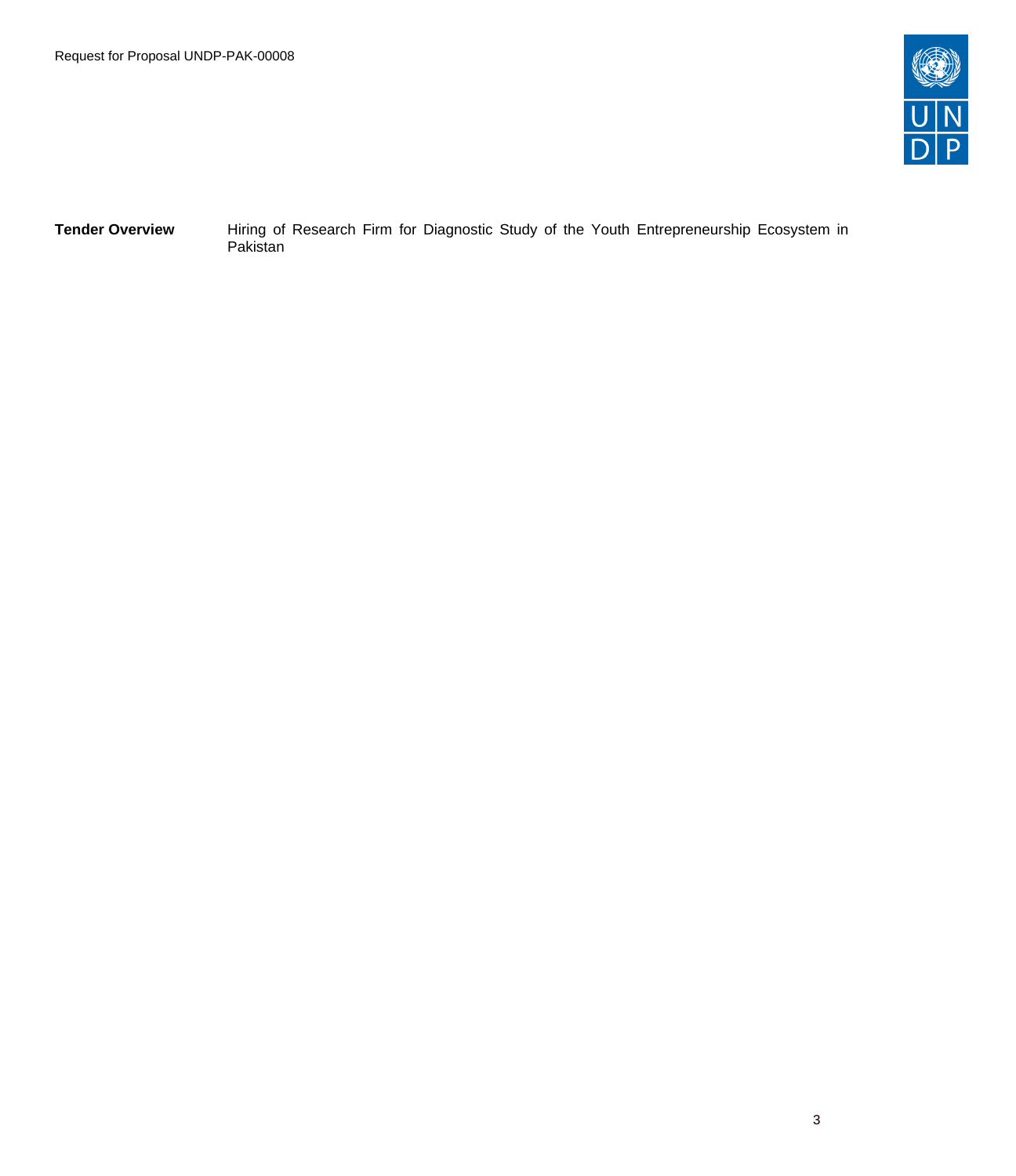| | |
|---|---|
| **Tender Overview** | Hiring of Research Firm for Diagnostic Study of the Youth Entrepreneurship Ecosystem in Pakistan |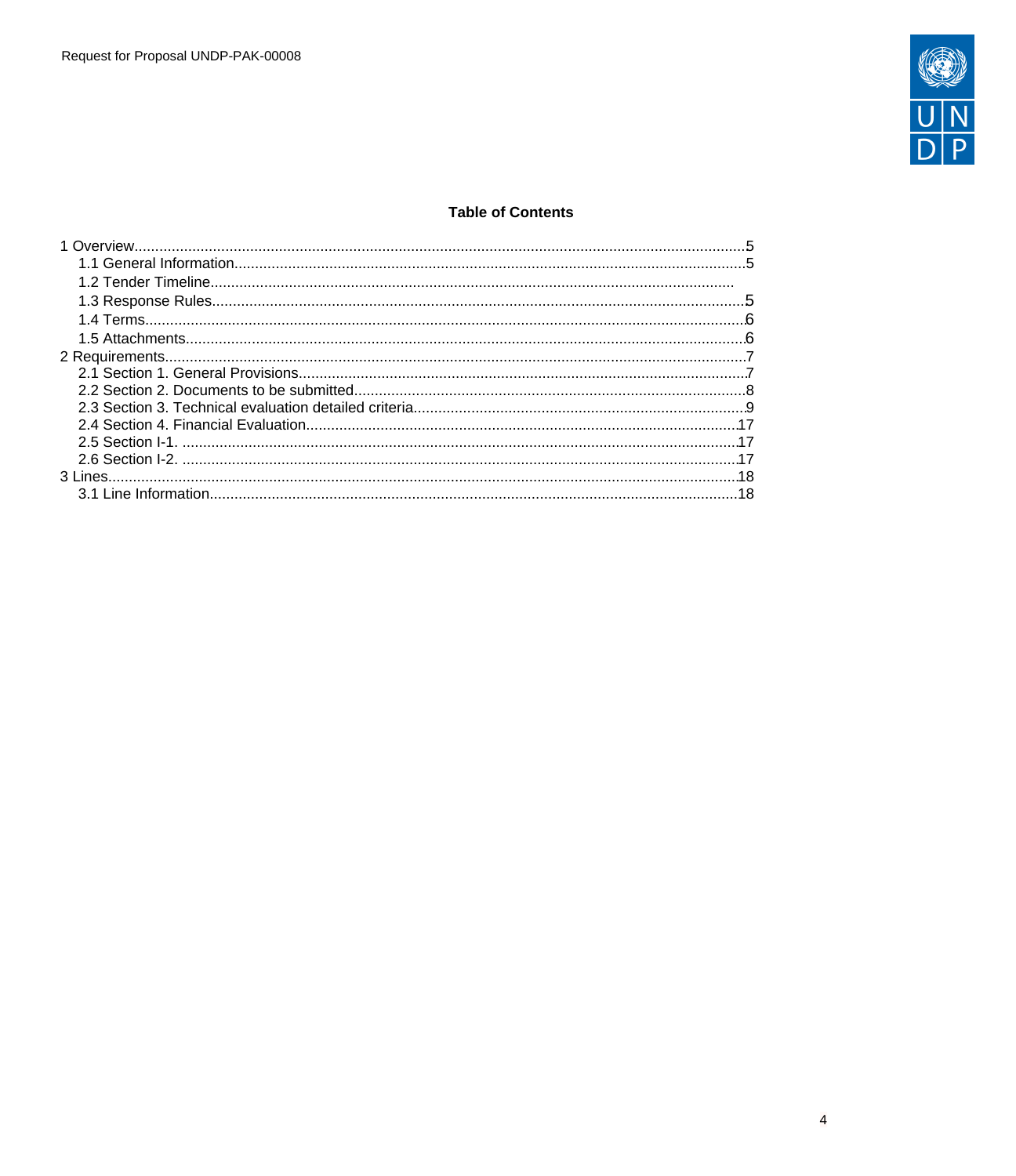**Table of Contents**

1 Overview.................................................................................................5
  1.1 General Information.............................................................................5
  1.2 Tender Timeline...................................................................................
  1.3 Response Rules...................................................................................5
  1.4 Terms..................................................................................................6
  1.5 Attachments.........................................................................................6
2 Requirements.............................................................................................7
  2.1 Section 1. General Provisions.................................................................7
  2.2 Section 2. Documents to be submitted.....................................................8
  2.3 Section 3. Technical evaluation detailed criteria.......................................9
  2.4 Section 4. Financial Evaluation..............................................................17
  2.5 Section I-1. ..........................................................................................17
  2.6 Section I-2. ..........................................................................................17
3 Lines.........................................................................................................18
  3.1 Line Information.....................................................................................18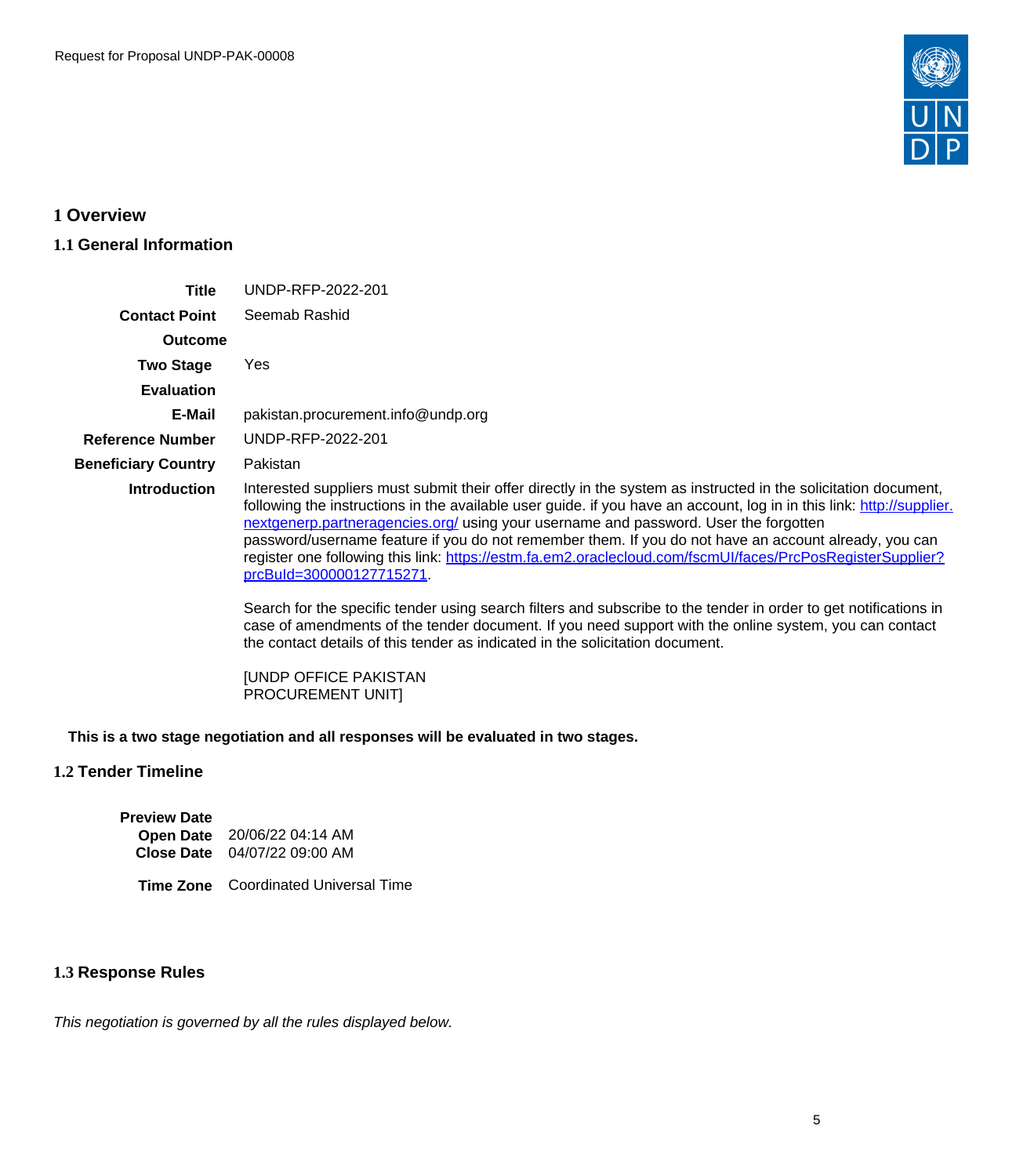# 1 Overview

## 1.1 General Information

| | |
|---|---|
| **Title** | UNDP-RFP-2022-201 |
| **Contact Point** | Seemab Rashid |
| **Outcome** | |
| **Two Stage** | Yes |
| **Evaluation** | |
| **E-Mail** | pakistan.procurement.info@undp.org |
| **Reference Number** | UNDP-RFP-2022-201 |
| **Beneficiary Country** | Pakistan |
| **Introduction** | Interested suppliers must submit their offer directly in the system as instructed in the solicitation document, following the instructions in the available user guide. if you have an account, log in in this link: [http://supplier.nextgenerp.partneragencies.org/](http://supplier.nextgenerp.partneragencies.org/) using your username and password. User the forgotten password/username feature if you do not remember them. If you do not have an account already, you can register one following this link: [https://estm.fa.em2.oraclecloud.com/fscmUI/faces/PrcPosRegisterSupplier?prcBuId=300000127715271](https://estm.fa.em2.oraclecloud.com/fscmUI/faces/PrcPosRegisterSupplier?prcBuId=300000127715271).<br><br>Search for the specific tender using search filters and subscribe to the tender in order to get notifications in case of amendments of the tender document. If you need support with the online system, you can contact the contact details of this tender as indicated in the solicitation document.<br><br>[UNDP OFFICE PAKISTAN<br>PROCUREMENT UNIT] |

**This is a two stage negotiation and all responses will be evaluated in two stages.**

## 1.2 Tender Timeline

| | |
|---|---|
| **Preview Date** | |
| **Open Date** | 20/06/22 04:14 AM |
| **Close Date** | 04/07/22 09:00 AM |
| **Time Zone** | Coordinated Universal Time |

## 1.3 Response Rules

*This negotiation is governed by all the rules displayed below.*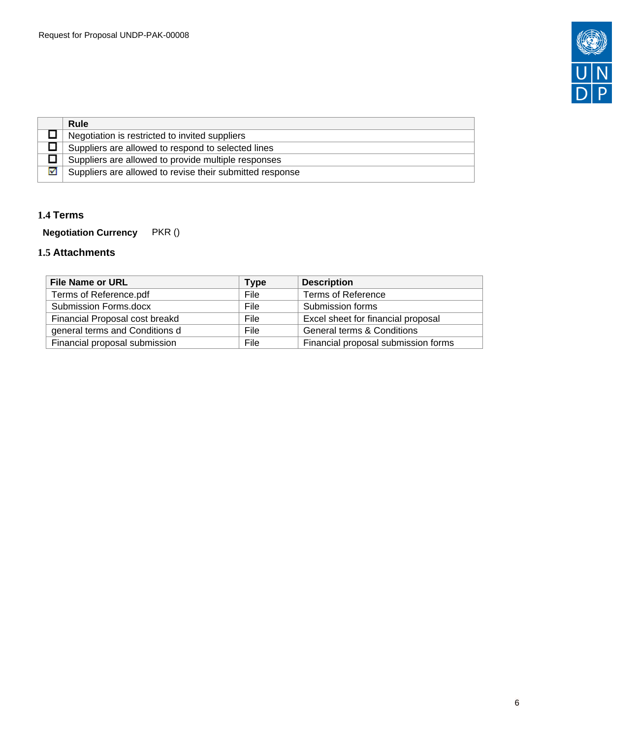| | Rule |
|---|---|
| ☐ | Negotiation is restricted to invited suppliers |
| ☐ | Suppliers are allowed to respond to selected lines |
| ☐ | Suppliers are allowed to provide multiple responses |
| ☑ | Suppliers are allowed to revise their submitted response |

## 1.4 Terms

**Negotiation Currency** PKR ()

## 1.5 Attachments

| File Name or URL | Type | Description |
|---|---|---|
| Terms of Reference.pdf | File | Terms of Reference |
| Submission Forms.docx | File | Submission forms |
| Financial Proposal cost breakd | File | Excel sheet for financial proposal |
| general terms and Conditions d | File | General terms & Conditions |
| Financial proposal submission | File | Financial proposal submission forms |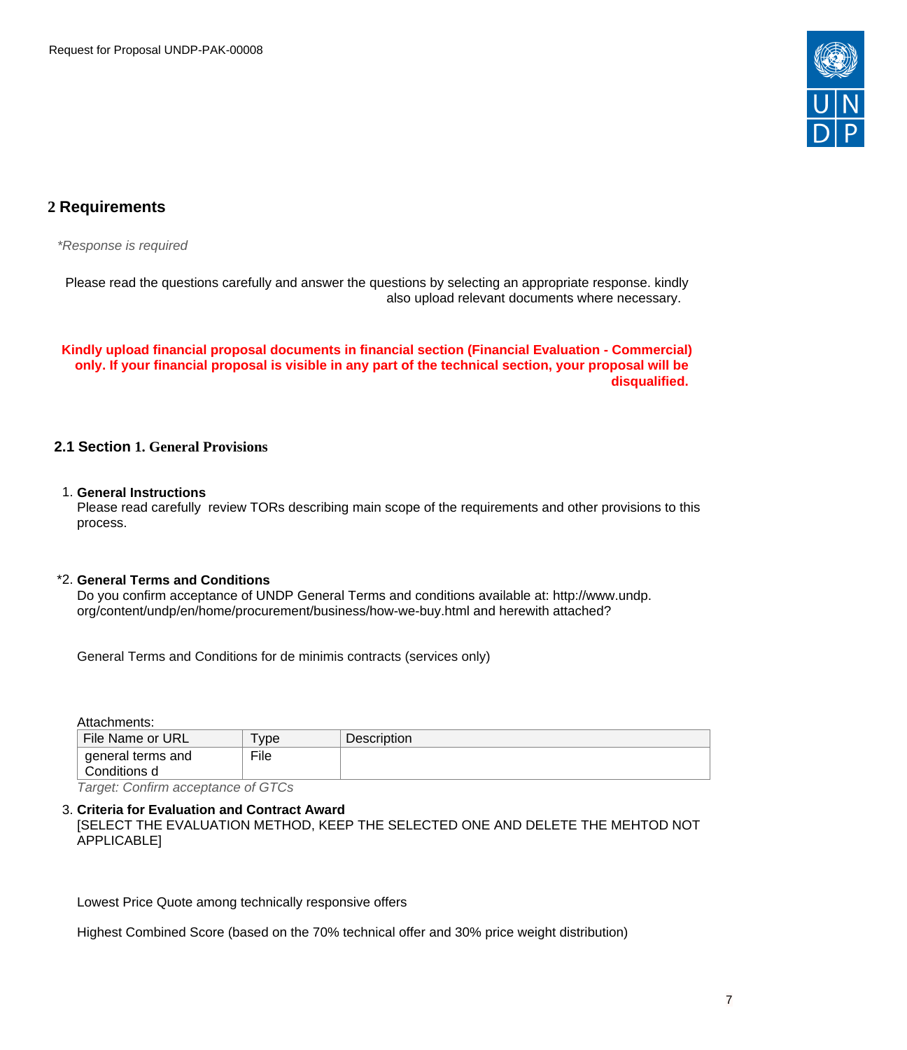## 2 Requirements

*\*Response is required*

Please read the questions carefully and answer the questions by selecting an appropriate response. kindly also upload relevant documents where necessary.

**Kindly upload financial proposal documents in financial section (Financial Evaluation - Commercial) only. If your financial proposal is visible in any part of the technical section, your proposal will be disqualified.**

### 2.1 Section 1. General Provisions

1. **General Instructions**
   Please read carefully review TORs describing main scope of the requirements and other provisions to this process.

*2. **General Terms and Conditions**
   Do you confirm acceptance of UNDP General Terms and conditions available at: http://www.undp.org/content/undp/en/home/procurement/business/how-we-buy.html and herewith attached?

   General Terms and Conditions for de minimis contracts (services only)

   Attachments:

| File Name or URL | Type | Description |
| --- | --- | --- |
| general terms and Conditions d | File | |

   *Target: Confirm acceptance of GTCs*

3. **Criteria for Evaluation and Contract Award**
   [SELECT THE EVALUATION METHOD, KEEP THE SELECTED ONE AND DELETE THE MEHTOD NOT APPLICABLE]

   Lowest Price Quote among technically responsive offers

   Highest Combined Score (based on the 70% technical offer and 30% price weight distribution)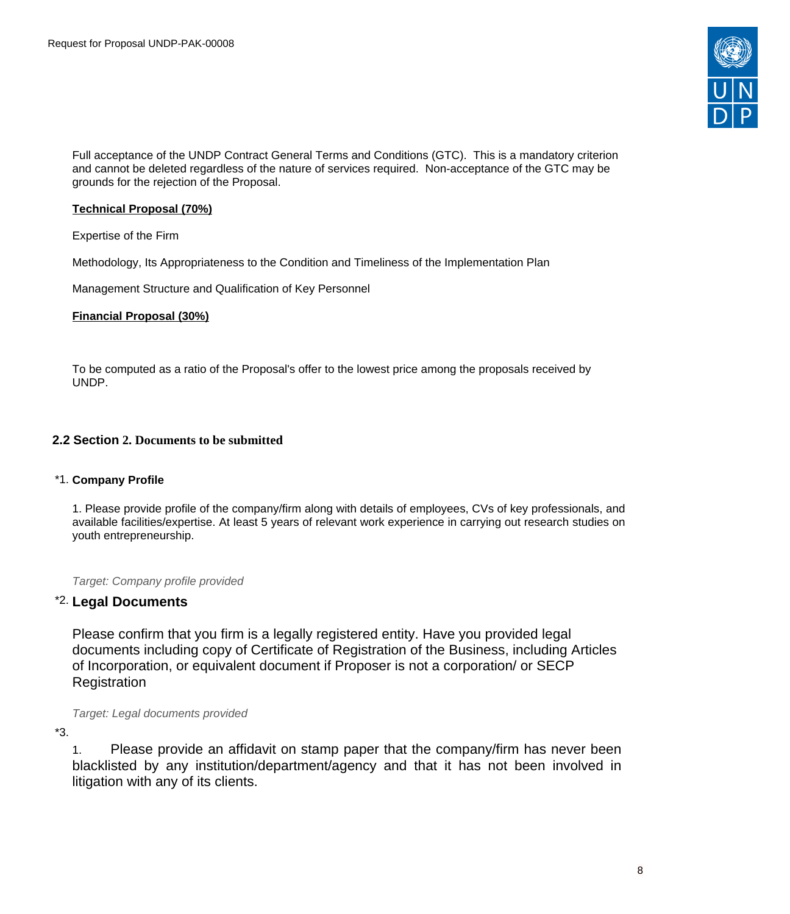Full acceptance of the UNDP Contract General Terms and Conditions (GTC). This is a mandatory criterion and cannot be deleted regardless of the nature of services required. Non-acceptance of the GTC may be grounds for the rejection of the Proposal.

**Technical Proposal (70%)**

Expertise of the Firm

Methodology, Its Appropriateness to the Condition and Timeliness of the Implementation Plan

Management Structure and Qualification of Key Personnel

**Financial Proposal (30%)**

To be computed as a ratio of the Proposal's offer to the lowest price among the proposals received by UNDP.

## 2.2 Section 2. Documents to be submitted

*1. **Company Profile**

1. Please provide profile of the company/firm along with details of employees, CVs of key professionals, and available facilities/expertise. At least 5 years of relevant work experience in carrying out research studies on youth entrepreneurship.

*Target: Company profile provided*

*2. **Legal Documents**

Please confirm that you firm is a legally registered entity. Have you provided legal documents including copy of Certificate of Registration of the Business, including Articles of Incorporation, or equivalent document if Proposer is not a corporation/ or SECP Registration

*Target: Legal documents provided*

*3.

1. Please provide an affidavit on stamp paper that the company/firm has never been blacklisted by any institution/department/agency and that it has not been involved in litigation with any of its clients.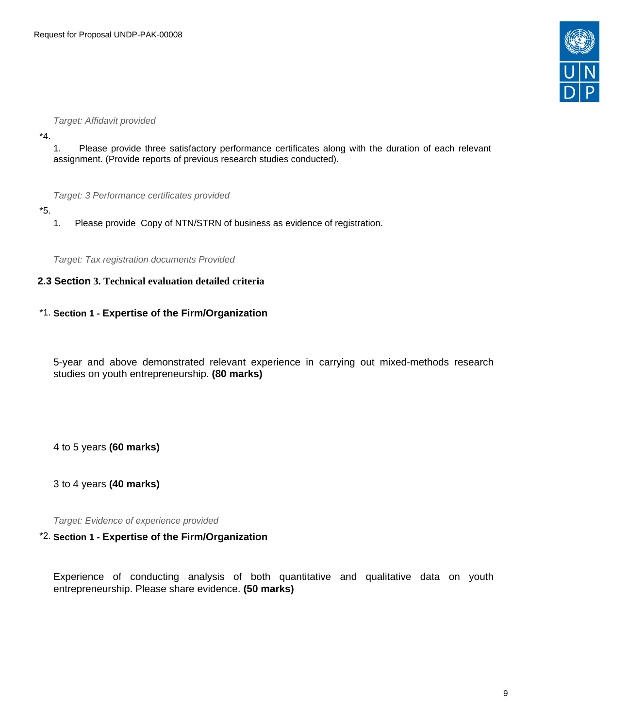*Target: Affidavit provided*

*4.

1. Please provide three satisfactory performance certificates along with the duration of each relevant assignment. (Provide reports of previous research studies conducted).

*Target: 3 Performance certificates provided*

*5.

1. Please provide Copy of NTN/STRN of business as evidence of registration.

*Target: Tax registration documents Provided*

## 2.3 Section 3. Technical evaluation detailed criteria

*1. **Section 1 - Expertise of the Firm/Organization**

5-year and above demonstrated relevant experience in carrying out mixed-methods research studies on youth entrepreneurship. **(80 marks)**

4 to 5 years **(60 marks)**

3 to 4 years **(40 marks)**

*Target: Evidence of experience provided*

*2. **Section 1 - Expertise of the Firm/Organization**

Experience of conducting analysis of both quantitative and qualitative data on youth entrepreneurship. Please share evidence. **(50 marks)**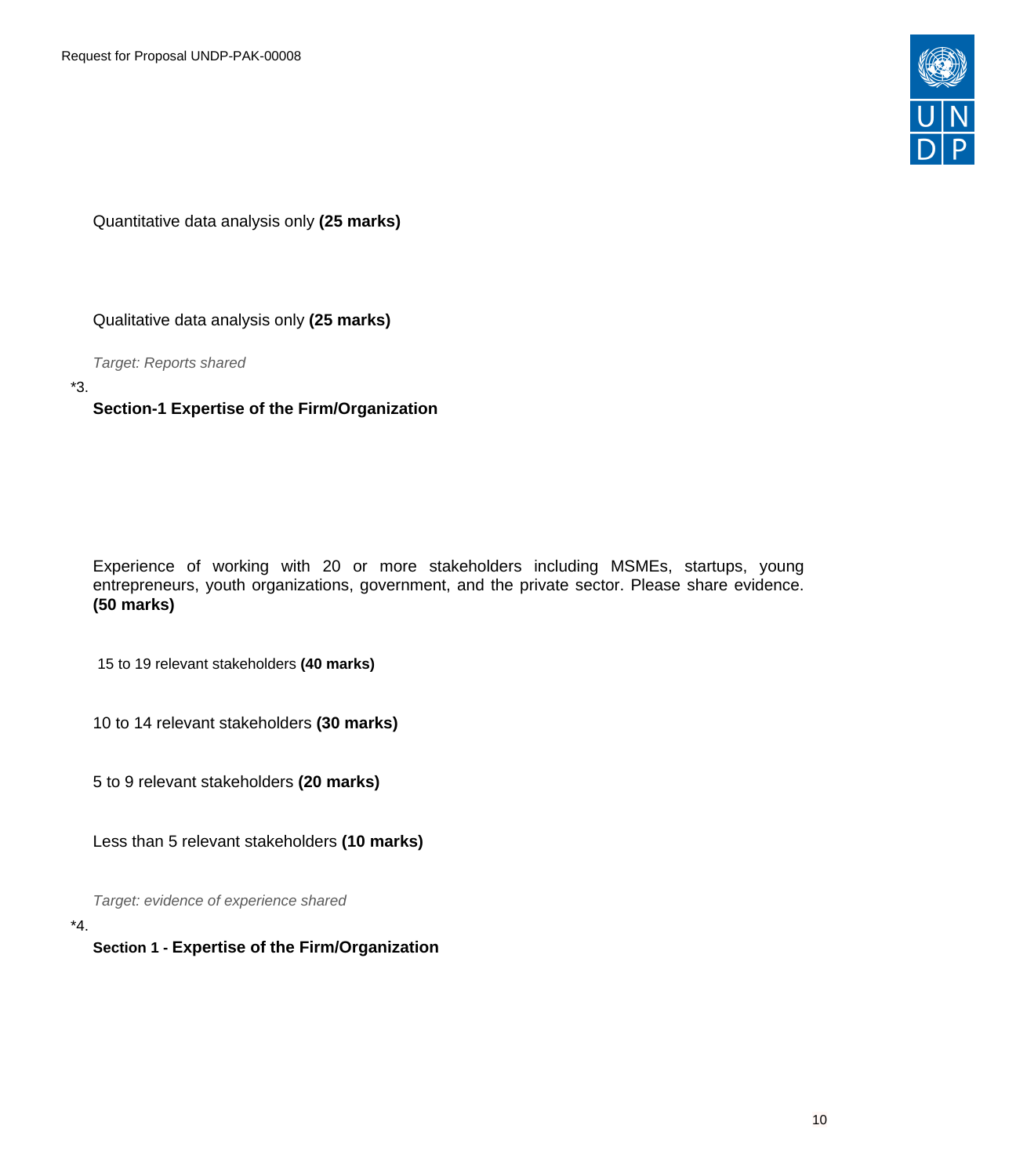Quantitative data analysis only **(25 marks)**

Qualitative data analysis only **(25 marks)**

*Target: Reports shared*

*3.

**Section-1 Expertise of the Firm/Organization**

Experience of working with 20 or more stakeholders including MSMEs, startups, young entrepreneurs, youth organizations, government, and the private sector. Please share evidence. **(50 marks)**

15 to 19 relevant stakeholders **(40 marks)**

10 to 14 relevant stakeholders **(30 marks)**

5 to 9 relevant stakeholders **(20 marks)**

Less than 5 relevant stakeholders **(10 marks)**

*Target: evidence of experience shared*

*4.

**Section 1 - Expertise of the Firm/Organization**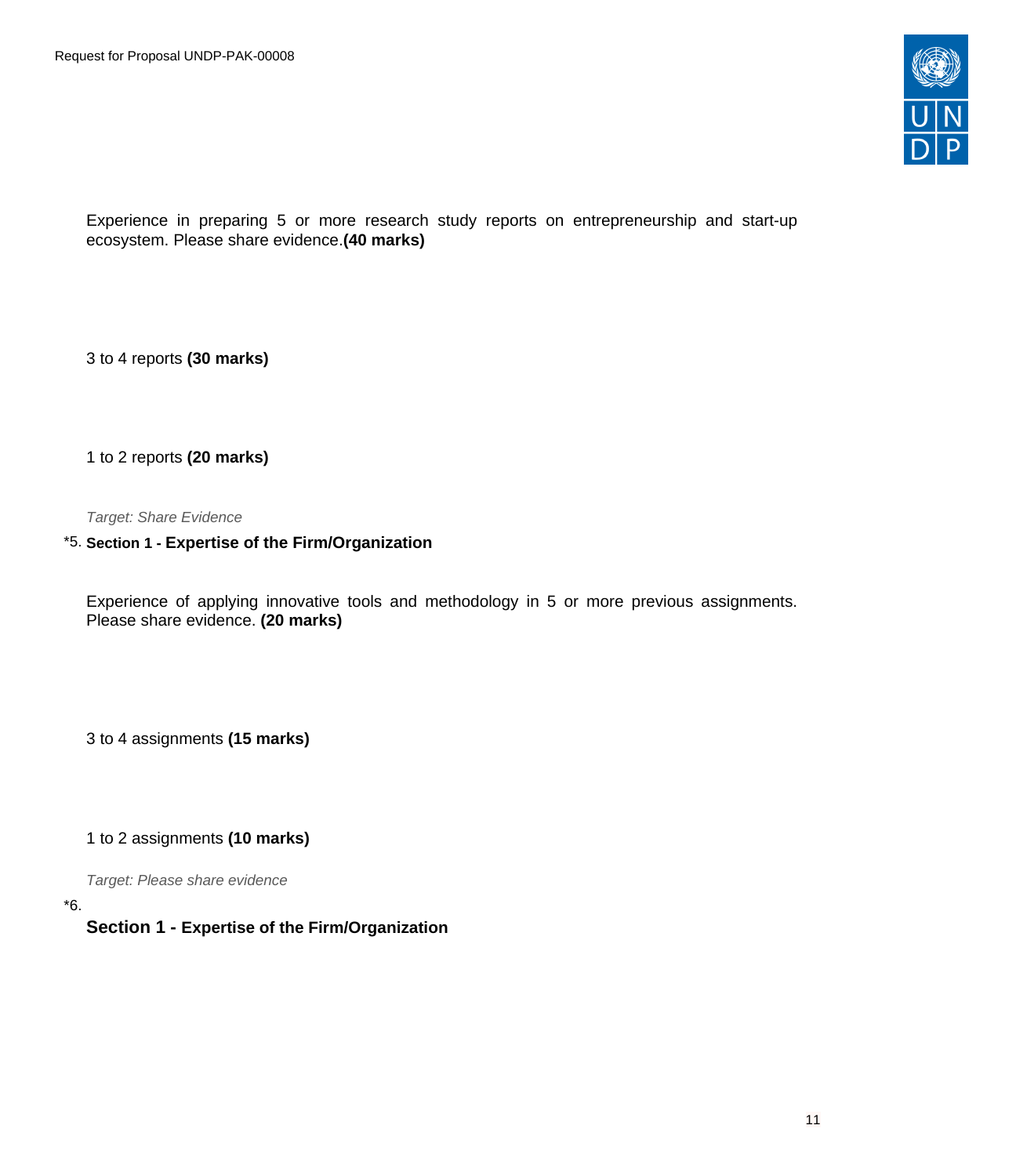Experience in preparing 5 or more research study reports on entrepreneurship and start-up ecosystem. Please share evidence.**(40 marks)**

3 to 4 reports **(30 marks)**

1 to 2 reports **(20 marks)**

*Target: Share Evidence*

*5. **Section 1 - Expertise of the Firm/Organization**

Experience of applying innovative tools and methodology in 5 or more previous assignments. Please share evidence. **(20 marks)**

3 to 4 assignments **(15 marks)**

1 to 2 assignments **(10 marks)**

*Target: Please share evidence*

*6.

**Section 1 - Expertise of the Firm/Organization**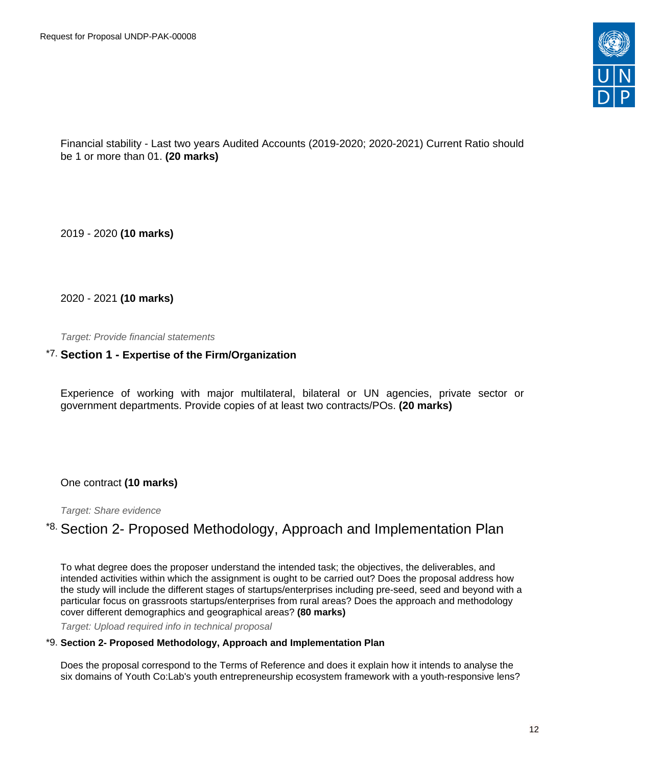Financial stability - Last two years Audited Accounts (2019-2020; 2020-2021) Current Ratio should be 1 or more than 01. **(20 marks)**

2019 - 2020 **(10 marks)**

2020 - 2021 **(10 marks)**

*Target: Provide financial statements*

*7. **Section 1 - Expertise of the Firm/Organization**

Experience of working with major multilateral, bilateral or UN agencies, private sector or government departments. Provide copies of at least two contracts/POs. **(20 marks)**

One contract **(10 marks)**

*Target: Share evidence*

*8. Section 2- Proposed Methodology, Approach and Implementation Plan

To what degree does the proposer understand the intended task; the objectives, the deliverables, and intended activities within which the assignment is ought to be carried out? Does the proposal address how the study will include the different stages of startups/enterprises including pre-seed, seed and beyond with a particular focus on grassroots startups/enterprises from rural areas? Does the approach and methodology cover different demographics and geographical areas? **(80 marks)**

*Target: Upload required info in technical proposal*

*9. **Section 2- Proposed Methodology, Approach and Implementation Plan**

Does the proposal correspond to the Terms of Reference and does it explain how it intends to analyse the six domains of Youth Co:Lab's youth entrepreneurship ecosystem framework with a youth-responsive lens?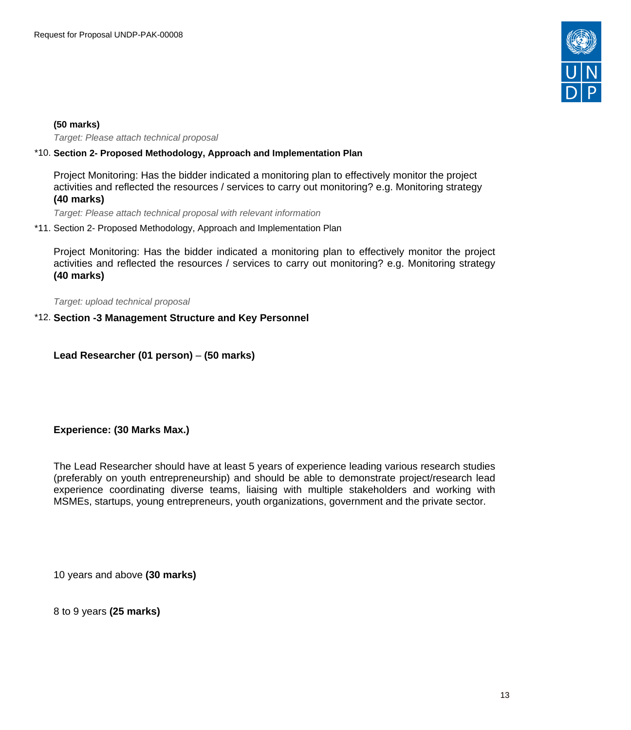**(50 marks)**

*Target: Please attach technical proposal*

*10. **Section 2- Proposed Methodology, Approach and Implementation Plan**

Project Monitoring: Has the bidder indicated a monitoring plan to effectively monitor the project activities and reflected the resources / services to carry out monitoring? e.g. Monitoring strategy **(40 marks)**

*Target: Please attach technical proposal with relevant information*

*11. Section 2- Proposed Methodology, Approach and Implementation Plan

Project Monitoring: Has the bidder indicated a monitoring plan to effectively monitor the project activities and reflected the resources / services to carry out monitoring? e.g. Monitoring strategy **(40 marks)**

*Target: upload technical proposal*

*12. **Section -3 Management Structure and Key Personnel**

**Lead Researcher (01 person)** – **(50 marks)**

**Experience: (30 Marks Max.)**

The Lead Researcher should have at least 5 years of experience leading various research studies (preferably on youth entrepreneurship) and should be able to demonstrate project/research lead experience coordinating diverse teams, liaising with multiple stakeholders and working with MSMEs, startups, young entrepreneurs, youth organizations, government and the private sector.

10 years and above **(30 marks)**

8 to 9 years **(25 marks)**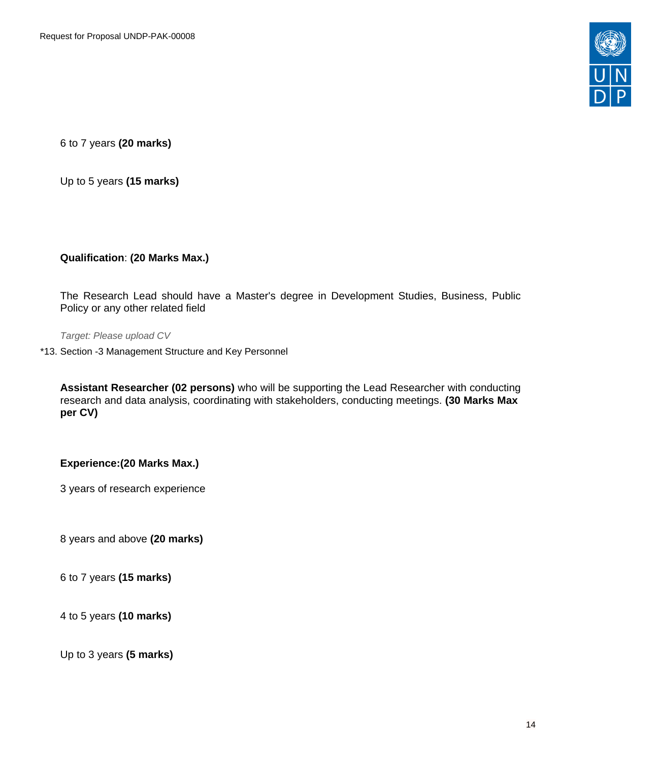6 to 7 years **(20 marks)**

Up to 5 years **(15 marks)**

**Qualification**: **(20 Marks Max.)**

The Research Lead should have a Master's degree in Development Studies, Business, Public Policy or any other related field

*Target: Please upload CV*

*13. Section -3 Management Structure and Key Personnel

**Assistant Researcher (02 persons)** who will be supporting the Lead Researcher with conducting research and data analysis, coordinating with stakeholders, conducting meetings. **(30 Marks Max per CV)**

**Experience:(20 Marks Max.)**

3 years of research experience

8 years and above **(20 marks)**

6 to 7 years **(15 marks)**

4 to 5 years **(10 marks)**

Up to 3 years **(5 marks)**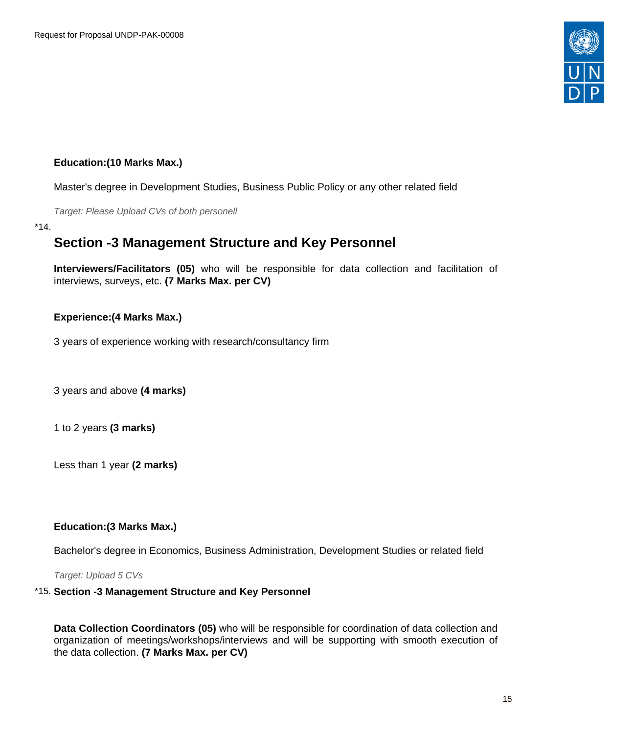**Education:(10 Marks Max.)**

Master's degree in Development Studies, Business Public Policy or any other related field

*Target: Please Upload CVs of both personell*

*14.

## Section -3 Management Structure and Key Personnel

**Interviewers/Facilitators (05)** who will be responsible for data collection and facilitation of interviews, surveys, etc. **(7 Marks Max. per CV)**

**Experience:(4 Marks Max.)**

3 years of experience working with research/consultancy firm

3 years and above **(4 marks)**

1 to 2 years **(3 marks)**

Less than 1 year **(2 marks)**

**Education:(3 Marks Max.)**

Bachelor's degree in Economics, Business Administration, Development Studies or related field

*Target: Upload 5 CVs*

*15. **Section -3 Management Structure and Key Personnel**

**Data Collection Coordinators (05)** who will be responsible for coordination of data collection and organization of meetings/workshops/interviews and will be supporting with smooth execution of the data collection. **(7 Marks Max. per CV)**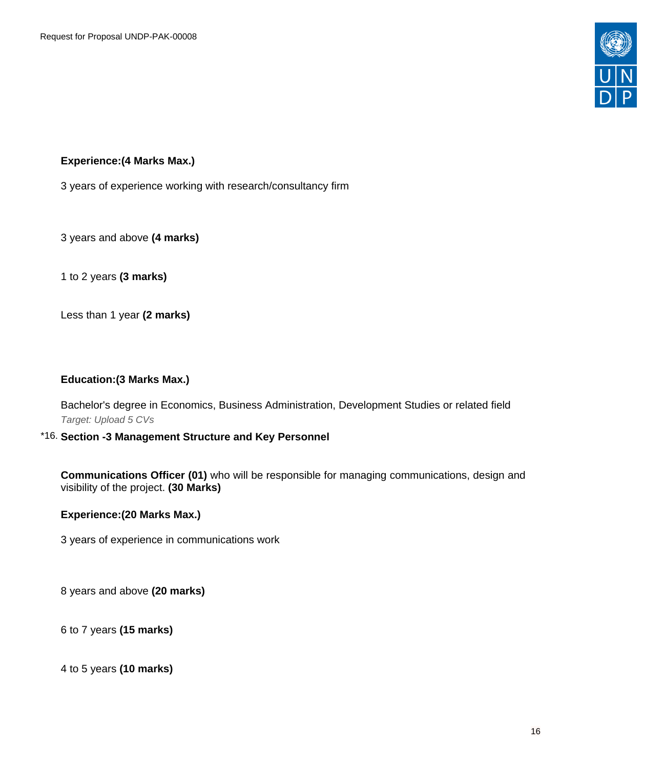**Experience:(4 Marks Max.)**

3 years of experience working with research/consultancy firm

3 years and above **(4 marks)**

1 to 2 years **(3 marks)**

Less than 1 year **(2 marks)**

**Education:(3 Marks Max.)**

Bachelor's degree in Economics, Business Administration, Development Studies or related field
*Target: Upload 5 CVs*

*16. **Section -3 Management Structure and Key Personnel**

**Communications Officer (01)** who will be responsible for managing communications, design and visibility of the project. **(30 Marks)**

**Experience:(20 Marks Max.)**

3 years of experience in communications work

8 years and above **(20 marks)**

6 to 7 years **(15 marks)**

4 to 5 years **(10 marks)**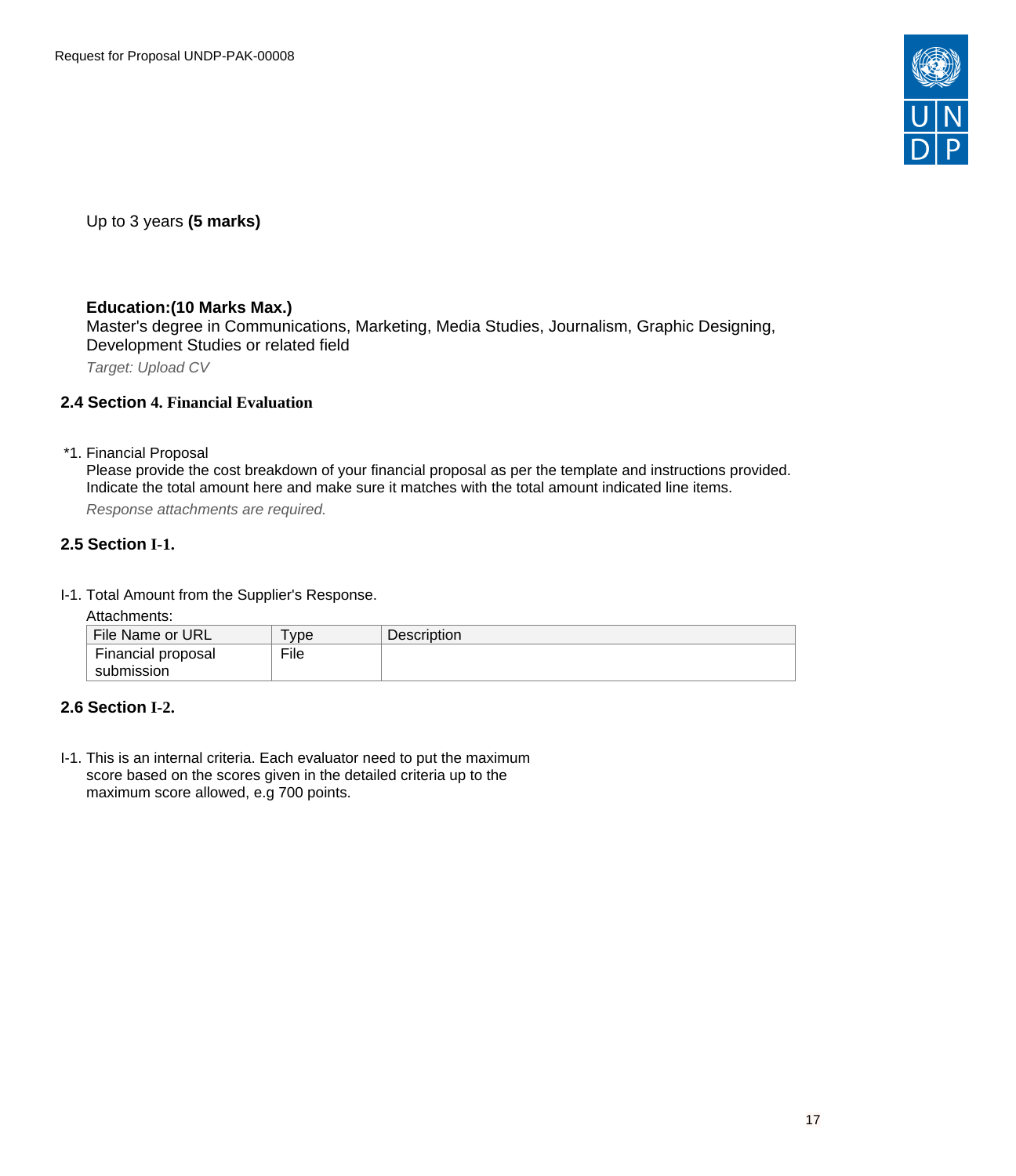Up to 3 years **(5 marks)**

**Education:(10 Marks Max.)**
Master's degree in Communications, Marketing, Media Studies, Journalism, Graphic Designing, Development Studies or related field

*Target: Upload CV*

## 2.4 Section 4. Financial Evaluation

*1. Financial Proposal
Please provide the cost breakdown of your financial proposal as per the template and instructions provided. Indicate the total amount here and make sure it matches with the total amount indicated line items.

*Response attachments are required.*

## 2.5 Section I-1.

I-1. Total Amount from the Supplier's Response.

Attachments:

| File Name or URL | Type | Description |
|---|---|---|
| Financial proposal submission | File | |

## 2.6 Section I-2.

I-1. This is an internal criteria. Each evaluator need to put the maximum score based on the scores given in the detailed criteria up to the maximum score allowed, e.g 700 points.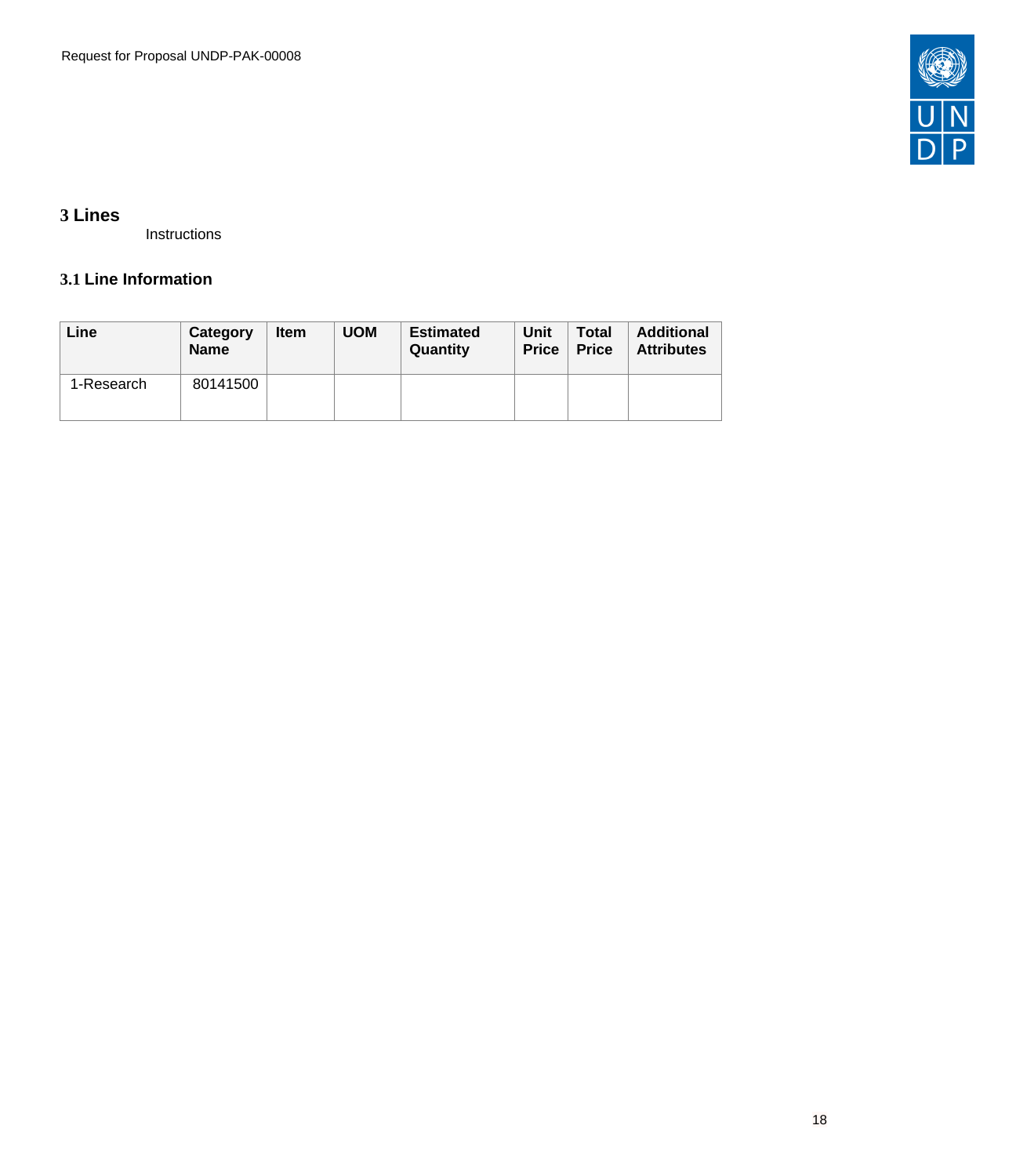# 3 Lines

Instructions

## 3.1 Line Information

| Line | Category Name | Item | UOM | Estimated Quantity | Unit Price | Total Price | Additional Attributes |
|---|---|---|---|---|---|---|---|
| 1-Research | 80141500 | | | | | | |